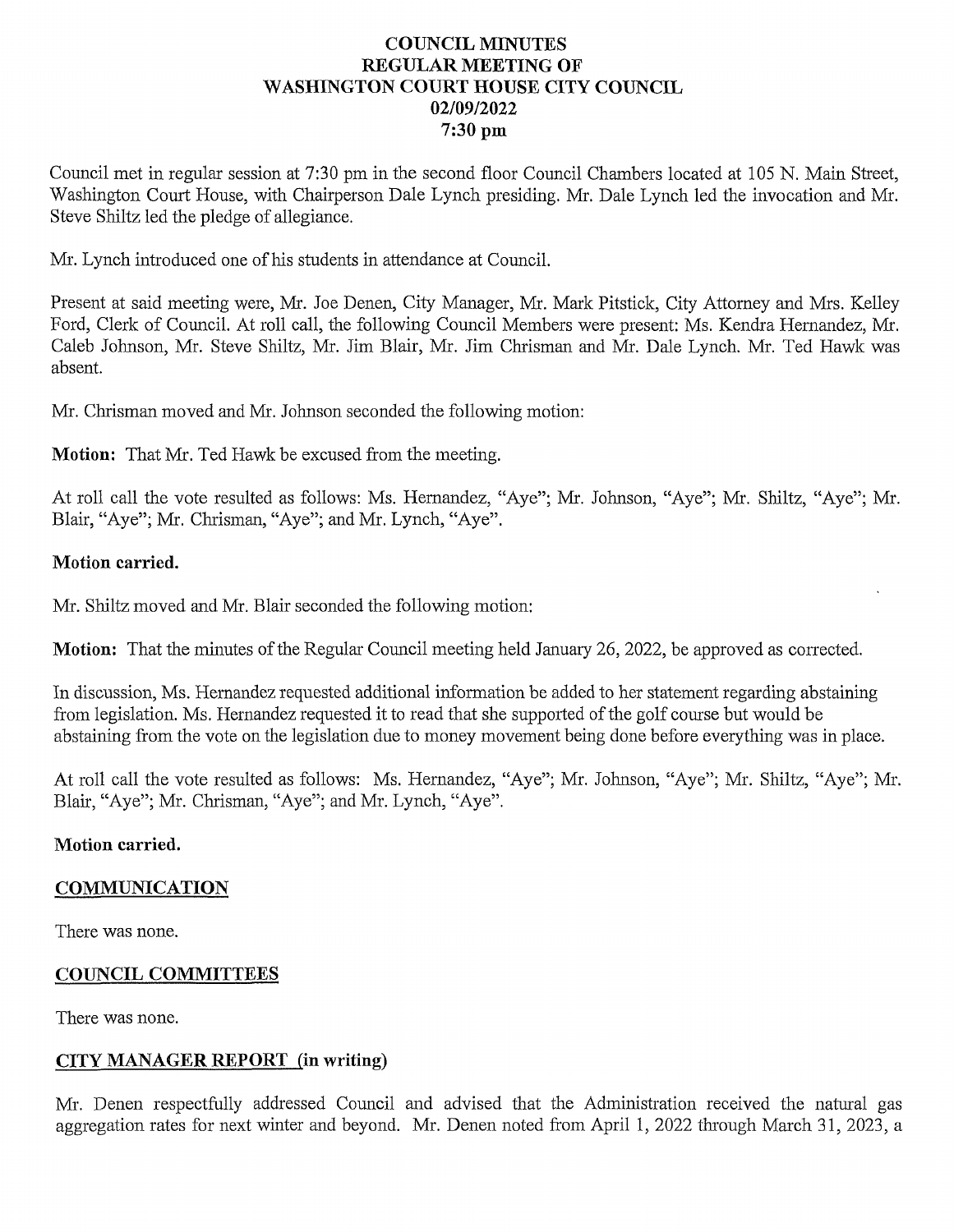# COUNCIL MINUTES
## REGULAR MEETING OF
## WASHINGTON COURT HOUSE CITY COUNCIL
## 02/09/2022
## 7:30 pm

Council met in regular session at 7:30 pm in the second floor Council Chambers located at 105 N. Main Street, Washington Court House, with Chairperson Dale Lynch presiding. Mr. Dale Lynch led the invocation and Mr. Steve Shiltz led the pledge of allegiance.

Mr. Lynch introduced one of his students in attendance at Council.

Present at said meeting were, Mr. Joe Denen, City Manager, Mr. Mark Pitstick, City Attorney and Mrs. Kelley Ford, Clerk of Council. At roll call, the following Council Members were present: Ms. Kendra Hernandez, Mr. Caleb Johnson, Mr. Steve Shiltz, Mr. Jim Blair, Mr. Jim Chrisman and Mr. Dale Lynch. Mr. Ted Hawk was absent.

Mr. Chrisman moved and Mr. Johnson seconded the following motion:

**Motion:** That Mr. Ted Hawk be excused from the meeting.

At roll call the vote resulted as follows: Ms. Hernandez, "Aye"; Mr. Johnson, "Aye"; Mr. Shiltz, "Aye"; Mr. Blair, "Aye"; Mr. Chrisman, "Aye"; and Mr. Lynch, "Aye".

**Motion carried.**

Mr. Shiltz moved and Mr. Blair seconded the following motion:

**Motion:** That the minutes of the Regular Council meeting held January 26, 2022, be approved as corrected.

In discussion, Ms. Hernandez requested additional information be added to her statement regarding abstaining from legislation. Ms. Hernandez requested it to read that she supported of the golf course but would be abstaining from the vote on the legislation due to money movement being done before everything was in place.

At roll call the vote resulted as follows: Ms. Hernandez, "Aye"; Mr. Johnson, "Aye"; Mr. Shiltz, "Aye"; Mr. Blair, "Aye"; Mr. Chrisman, "Aye"; and Mr. Lynch, "Aye".

**Motion carried.**

## COMMUNICATION

There was none.

## COUNCIL COMMITTEES

There was none.

## CITY MANAGER REPORT (in writing)

Mr. Denen respectfully addressed Council and advised that the Administration received the natural gas aggregation rates for next winter and beyond. Mr. Denen noted from April 1, 2022 through March 31, 2023, a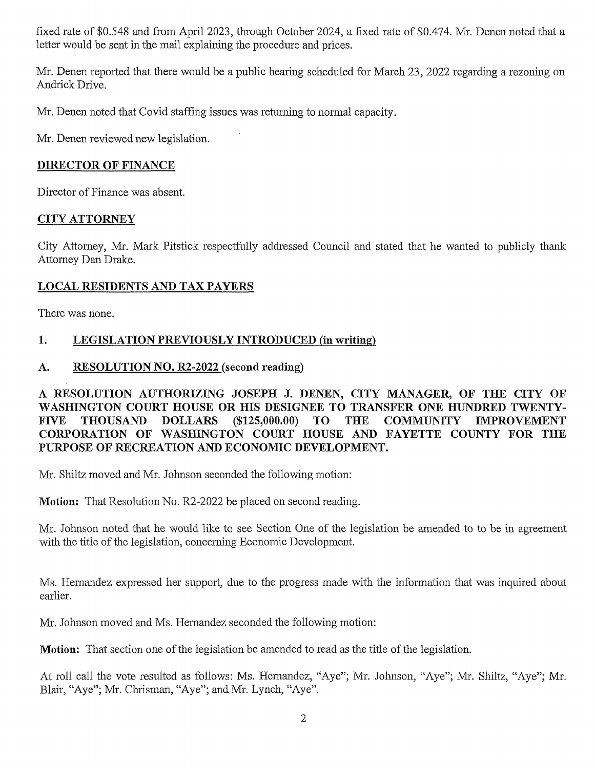fixed rate of $0.548 and from April 2023, through October 2024, a fixed rate of $0.474. Mr. Denen noted that a letter would be sent in the mail explaining the procedure and prices.

Mr. Denen reported that there would be a public hearing scheduled for March 23, 2022 regarding a rezoning on Andrick Drive.

Mr. Denen noted that Covid staffing issues was returning to normal capacity.

Mr. Denen reviewed new legislation.

## DIRECTOR OF FINANCE

Director of Finance was absent.

## CITY ATTORNEY

City Attorney, Mr. Mark Pitstick respectfully addressed Council and stated that he wanted to publicly thank Attorney Dan Drake.

## LOCAL RESIDENTS AND TAX PAYERS

There was none.

## 1. LEGISLATION PREVIOUSLY INTRODUCED (in writing)

### A. RESOLUTION NO. R2-2022 (second reading)

**A RESOLUTION AUTHORIZING JOSEPH J. DENEN, CITY MANAGER, OF THE CITY OF WASHINGTON COURT HOUSE OR HIS DESIGNEE TO TRANSFER ONE HUNDRED TWENTY-FIVE THOUSAND DOLLARS ($125,000.00) TO THE COMMUNITY IMPROVEMENT CORPORATION OF WASHINGTON COURT HOUSE AND FAYETTE COUNTY FOR THE PURPOSE OF RECREATION AND ECONOMIC DEVELOPMENT.**

Mr. Shiltz moved and Mr. Johnson seconded the following motion:

**Motion:** That Resolution No. R2-2022 be placed on second reading.

Mr. Johnson noted that he would like to see Section One of the legislation be amended to to be in agreement with the title of the legislation, concerning Economic Development.

Ms. Hernandez expressed her support, due to the progress made with the information that was inquired about earlier.

Mr. Johnson moved and Ms. Hernandez seconded the following motion:

**Motion:** That section one of the legislation be amended to read as the title of the legislation.

At roll call the vote resulted as follows: Ms. Hernandez, "Aye"; Mr. Johnson, "Aye"; Mr. Shiltz, "Aye"; Mr. Blair, "Aye"; Mr. Chrisman, "Aye"; and Mr. Lynch, "Aye".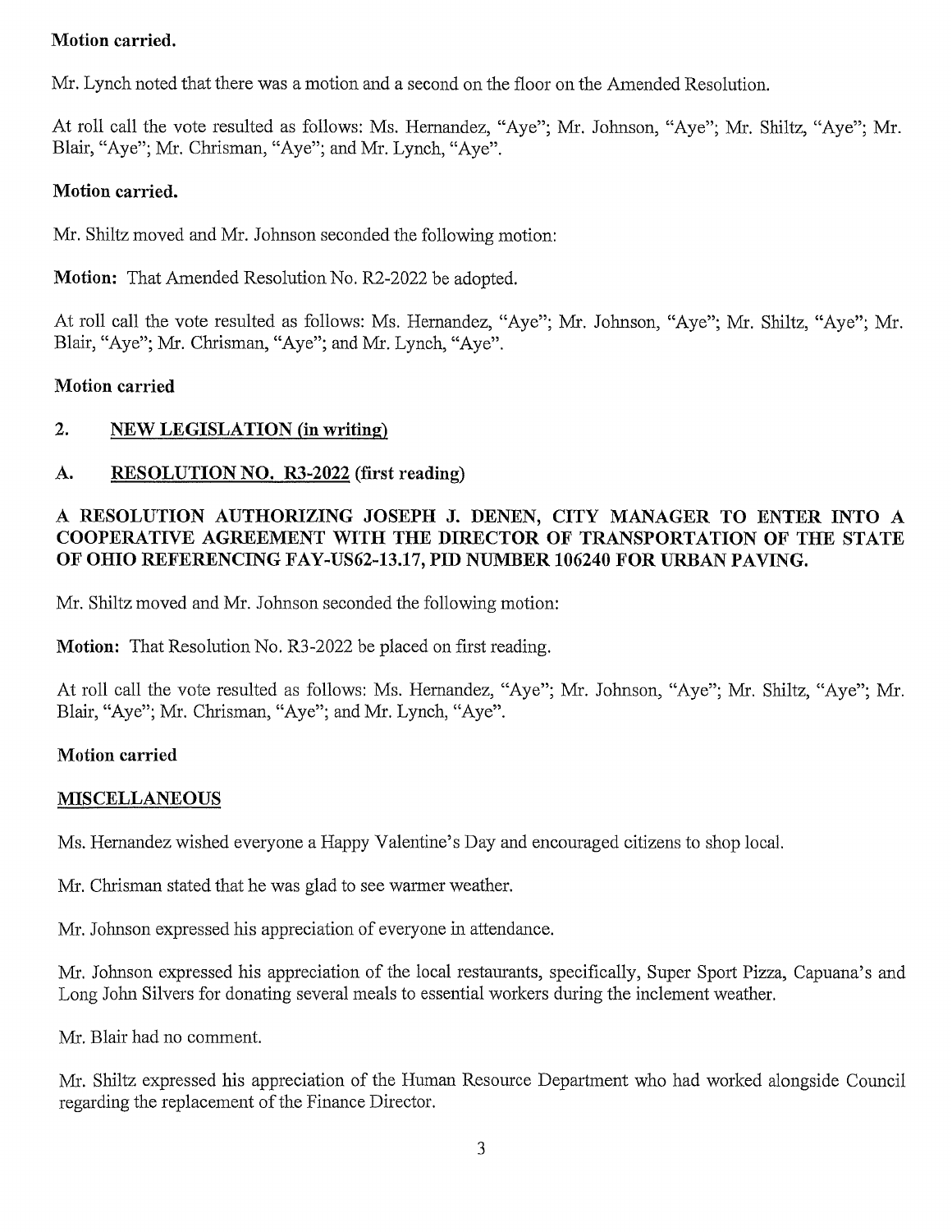**Motion carried.**

Mr. Lynch noted that there was a motion and a second on the floor on the Amended Resolution.

At roll call the vote resulted as follows: Ms. Hernandez, "Aye"; Mr. Johnson, "Aye"; Mr. Shiltz, "Aye"; Mr. Blair, "Aye"; Mr. Chrisman, "Aye"; and Mr. Lynch, "Aye".

**Motion carried.**

Mr. Shiltz moved and Mr. Johnson seconded the following motion:

**Motion:** That Amended Resolution No. R2-2022 be adopted.

At roll call the vote resulted as follows: Ms. Hernandez, "Aye"; Mr. Johnson, "Aye"; Mr. Shiltz, "Aye"; Mr. Blair, "Aye"; Mr. Chrisman, "Aye"; and Mr. Lynch, "Aye".

**Motion carried**

## 2. NEW LEGISLATION (in writing)

### A. RESOLUTION NO. R3-2022 (first reading)

**A RESOLUTION AUTHORIZING JOSEPH J. DENEN, CITY MANAGER TO ENTER INTO A COOPERATIVE AGREEMENT WITH THE DIRECTOR OF TRANSPORTATION OF THE STATE OF OHIO REFERENCING FAY-US62-13.17, PID NUMBER 106240 FOR URBAN PAVING.**

Mr. Shiltz moved and Mr. Johnson seconded the following motion:

**Motion:** That Resolution No. R3-2022 be placed on first reading.

At roll call the vote resulted as follows: Ms. Hernandez, "Aye"; Mr. Johnson, "Aye"; Mr. Shiltz, "Aye"; Mr. Blair, "Aye"; Mr. Chrisman, "Aye"; and Mr. Lynch, "Aye".

**Motion carried**

## MISCELLANEOUS

Ms. Hernandez wished everyone a Happy Valentine's Day and encouraged citizens to shop local.

Mr. Chrisman stated that he was glad to see warmer weather.

Mr. Johnson expressed his appreciation of everyone in attendance.

Mr. Johnson expressed his appreciation of the local restaurants, specifically, Super Sport Pizza, Capuana's and Long John Silvers for donating several meals to essential workers during the inclement weather.

Mr. Blair had no comment.

Mr. Shiltz expressed his appreciation of the Human Resource Department who had worked alongside Council regarding the replacement of the Finance Director.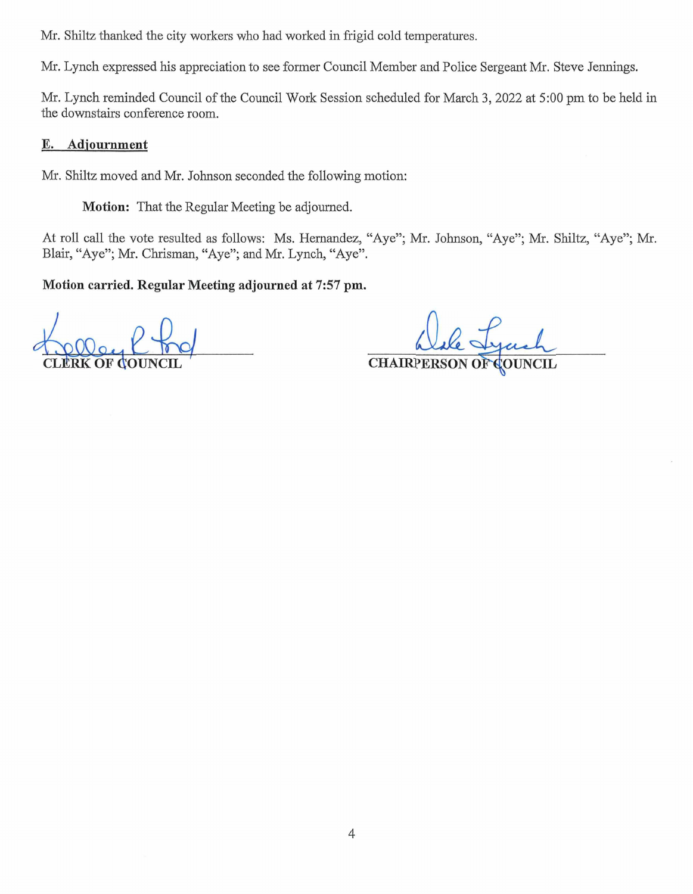Mr. Shiltz thanked the city workers who had worked in frigid cold temperatures.

Mr. Lynch expressed his appreciation to see former Council Member and Police Sergeant Mr. Steve Jennings.

Mr. Lynch reminded Council of the Council Work Session scheduled for March 3, 2022 at 5:00 pm to be held in the downstairs conference room.

## E. Adjournment

Mr. Shiltz moved and Mr. Johnson seconded the following motion:

**Motion:** That the Regular Meeting be adjourned.

At roll call the vote resulted as follows: Ms. Hernandez, "Aye"; Mr. Johnson, "Aye"; Mr. Shiltz, "Aye"; Mr. Blair, "Aye"; Mr. Chrisman, "Aye"; and Mr. Lynch, "Aye".

**Motion carried. Regular Meeting adjourned at 7:57 pm.**

**CLERK OF COUNCIL** **CHAIRPERSON OF COUNCIL**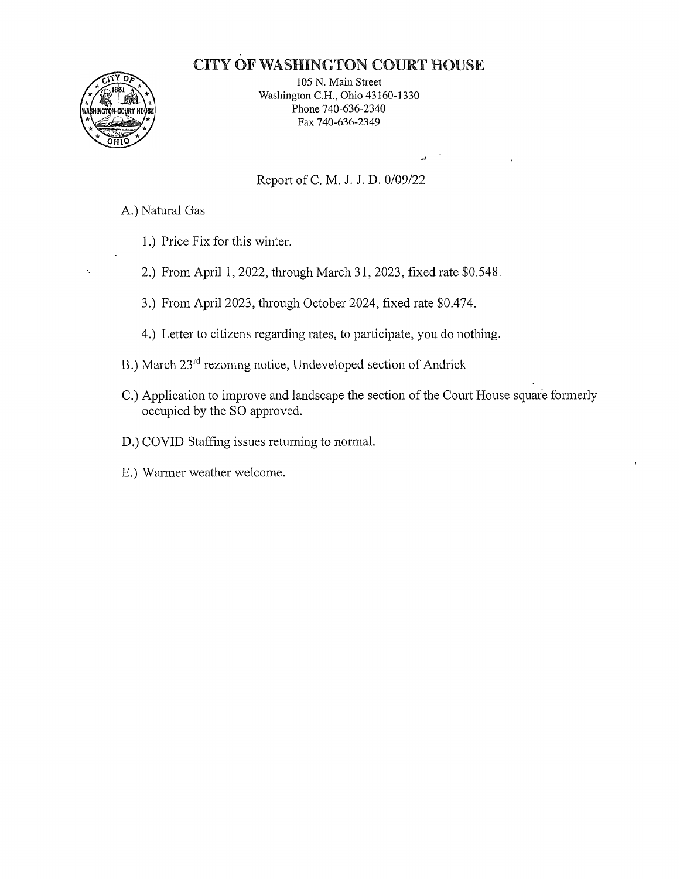# CITY OF WASHINGTON COURT HOUSE

105 N. Main Street
Washington C.H., Ohio 43160-1330
Phone 740-636-2340
Fax 740-636-2349

Report of C. M. J. J. D. 0/09/22

A.) Natural Gas

1.) Price Fix for this winter.

2.) From April 1, 2022, through March 31, 2023, fixed rate $0.548.

3.) From April 2023, through October 2024, fixed rate $0.474.

4.) Letter to citizens regarding rates, to participate, you do nothing.

B.) March 23rd rezoning notice, Undeveloped section of Andrick

C.) Application to improve and landscape the section of the Court House square formerly occupied by the SO approved.

D.) COVID Staffing issues returning to normal.

E.) Warmer weather welcome.